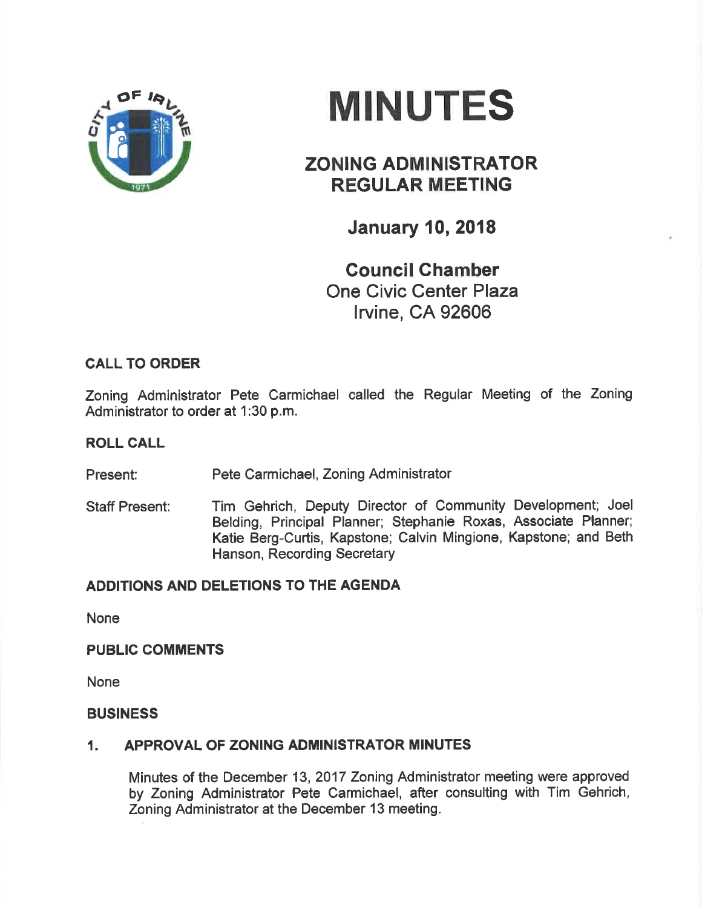# MINUTES

## ZONING ADMINISTRATOR REGULAR MEETING

### January 10, 2018

### Council Chamber
One Civic Center Plaza
Irvine, CA 92606

**CALL TO ORDER**

Zoning Administrator Pete Carmichael called the Regular Meeting of the Zoning Administrator to order at 1:30 p.m.

**ROLL CALL**

Present: Pete Carmichael, Zoning Administrator

Staff Present: Tim Gehrich, Deputy Director of Community Development; Joel Belding, Principal Planner; Stephanie Roxas, Associate Planner; Katie Berg-Curtis, Kapstone; Calvin Mingione, Kapstone; and Beth Hanson, Recording Secretary

**ADDITIONS AND DELETIONS TO THE AGENDA**

None

**PUBLIC COMMENTS**

None

**BUSINESS**

**1. APPROVAL OF ZONING ADMINISTRATOR MINUTES**

Minutes of the December 13, 2017 Zoning Administrator meeting were approved by Zoning Administrator Pete Carmichael, after consulting with Tim Gehrich, Zoning Administrator at the December 13 meeting.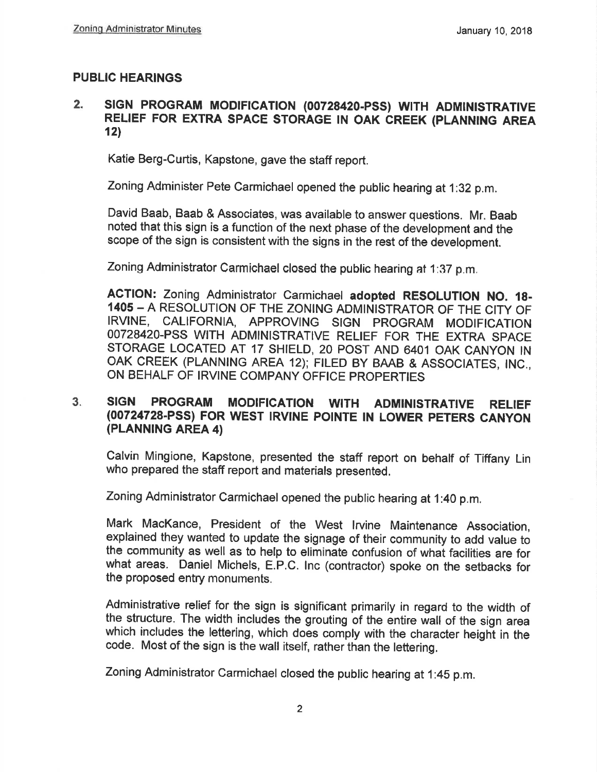## PUBLIC HEARINGS

### 2. SIGN PROGRAM MODIFICATION (00728420-PSS) WITH ADMINISTRATIVE RELIEF FOR EXTRA SPACE STORAGE IN OAK CREEK (PLANNING AREA 12)

Katie Berg-Curtis, Kapstone, gave the staff report.

Zoning Administer Pete Carmichael opened the public hearing at 1:32 p.m.

David Baab, Baab & Associates, was available to answer questions. Mr. Baab noted that this sign is a function of the next phase of the development and the scope of the sign is consistent with the signs in the rest of the development.

Zoning Administrator Carmichael closed the public hearing at 1:37 p.m.

**ACTION:** Zoning Administrator Carmichael **adopted RESOLUTION NO. 18-1405** – A RESOLUTION OF THE ZONING ADMINISTRATOR OF THE CITY OF IRVINE, CALIFORNIA, APPROVING SIGN PROGRAM MODIFICATION 00728420-PSS WITH ADMINISTRATIVE RELIEF FOR THE EXTRA SPACE STORAGE LOCATED AT 17 SHIELD, 20 POST AND 6401 OAK CANYON IN OAK CREEK (PLANNING AREA 12); FILED BY BAAB & ASSOCIATES, INC., ON BEHALF OF IRVINE COMPANY OFFICE PROPERTIES

### 3. SIGN PROGRAM MODIFICATION WITH ADMINISTRATIVE RELIEF (00724728-PSS) FOR WEST IRVINE POINTE IN LOWER PETERS CANYON (PLANNING AREA 4)

Calvin Mingione, Kapstone, presented the staff report on behalf of Tiffany Lin who prepared the staff report and materials presented.

Zoning Administrator Carmichael opened the public hearing at 1:40 p.m.

Mark MacKance, President of the West Irvine Maintenance Association, explained they wanted to update the signage of their community to add value to the community as well as to help to eliminate confusion of what facilities are for what areas. Daniel Michels, E.P.C. Inc (contractor) spoke on the setbacks for the proposed entry monuments.

Administrative relief for the sign is significant primarily in regard to the width of the structure. The width includes the grouting of the entire wall of the sign area which includes the lettering, which does comply with the character height in the code. Most of the sign is the wall itself, rather than the lettering.

Zoning Administrator Carmichael closed the public hearing at 1:45 p.m.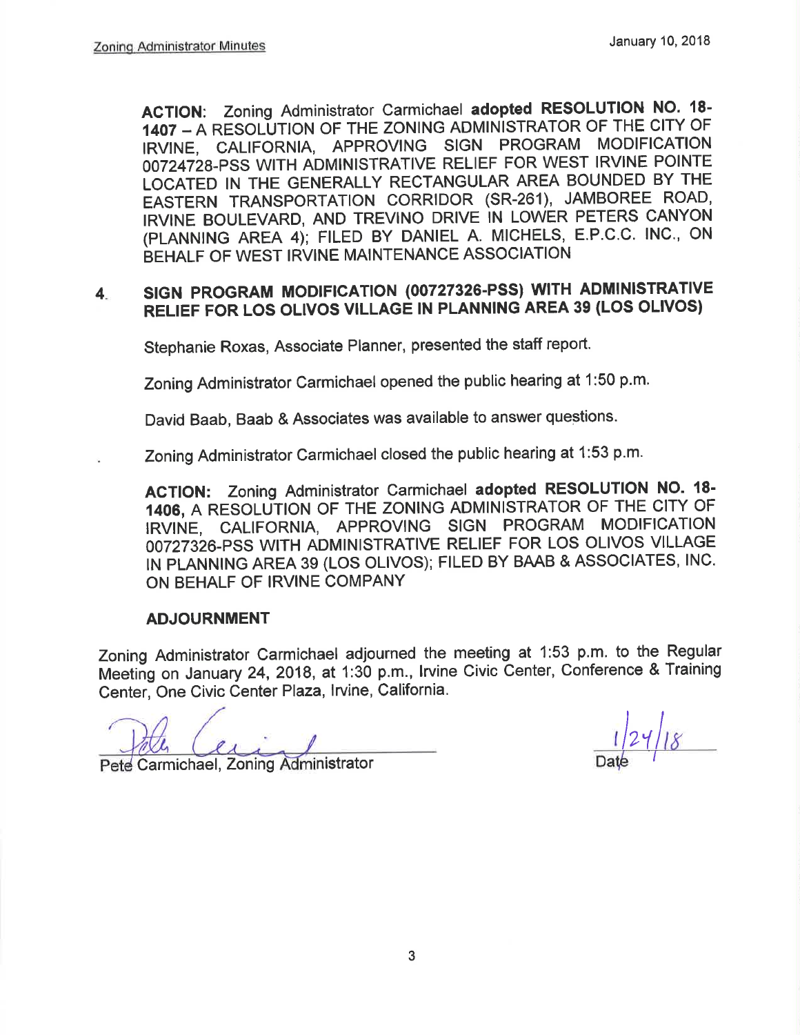**ACTION:** Zoning Administrator Carmichael **adopted RESOLUTION NO. 18-1407** – A RESOLUTION OF THE ZONING ADMINISTRATOR OF THE CITY OF IRVINE, CALIFORNIA, APPROVING SIGN PROGRAM MODIFICATION 00724728-PSS WITH ADMINISTRATIVE RELIEF FOR WEST IRVINE POINTE LOCATED IN THE GENERALLY RECTANGULAR AREA BOUNDED BY THE EASTERN TRANSPORTATION CORRIDOR (SR-261), JAMBOREE ROAD, IRVINE BOULEVARD, AND TREVINO DRIVE IN LOWER PETERS CANYON (PLANNING AREA 4); FILED BY DANIEL A. MICHELS, E.P.C.C. INC., ON BEHALF OF WEST IRVINE MAINTENANCE ASSOCIATION

## 4. SIGN PROGRAM MODIFICATION (00727326-PSS) WITH ADMINISTRATIVE RELIEF FOR LOS OLIVOS VILLAGE IN PLANNING AREA 39 (LOS OLIVOS)

Stephanie Roxas, Associate Planner, presented the staff report.

Zoning Administrator Carmichael opened the public hearing at 1:50 p.m.

David Baab, Baab & Associates was available to answer questions.

Zoning Administrator Carmichael closed the public hearing at 1:53 p.m.

**ACTION:** Zoning Administrator Carmichael **adopted RESOLUTION NO. 18-1406**, A RESOLUTION OF THE ZONING ADMINISTRATOR OF THE CITY OF IRVINE, CALIFORNIA, APPROVING SIGN PROGRAM MODIFICATION 00727326-PSS WITH ADMINISTRATIVE RELIEF FOR LOS OLIVOS VILLAGE IN PLANNING AREA 39 (LOS OLIVOS); FILED BY BAAB & ASSOCIATES, INC. ON BEHALF OF IRVINE COMPANY

**ADJOURNMENT**

Zoning Administrator Carmichael adjourned the meeting at 1:53 p.m. to the Regular Meeting on January 24, 2018, at 1:30 p.m., Irvine Civic Center, Conference & Training Center, One Civic Center Plaza, Irvine, California.

Pete Carmichael, Zoning Administrator

1/24/18
Date